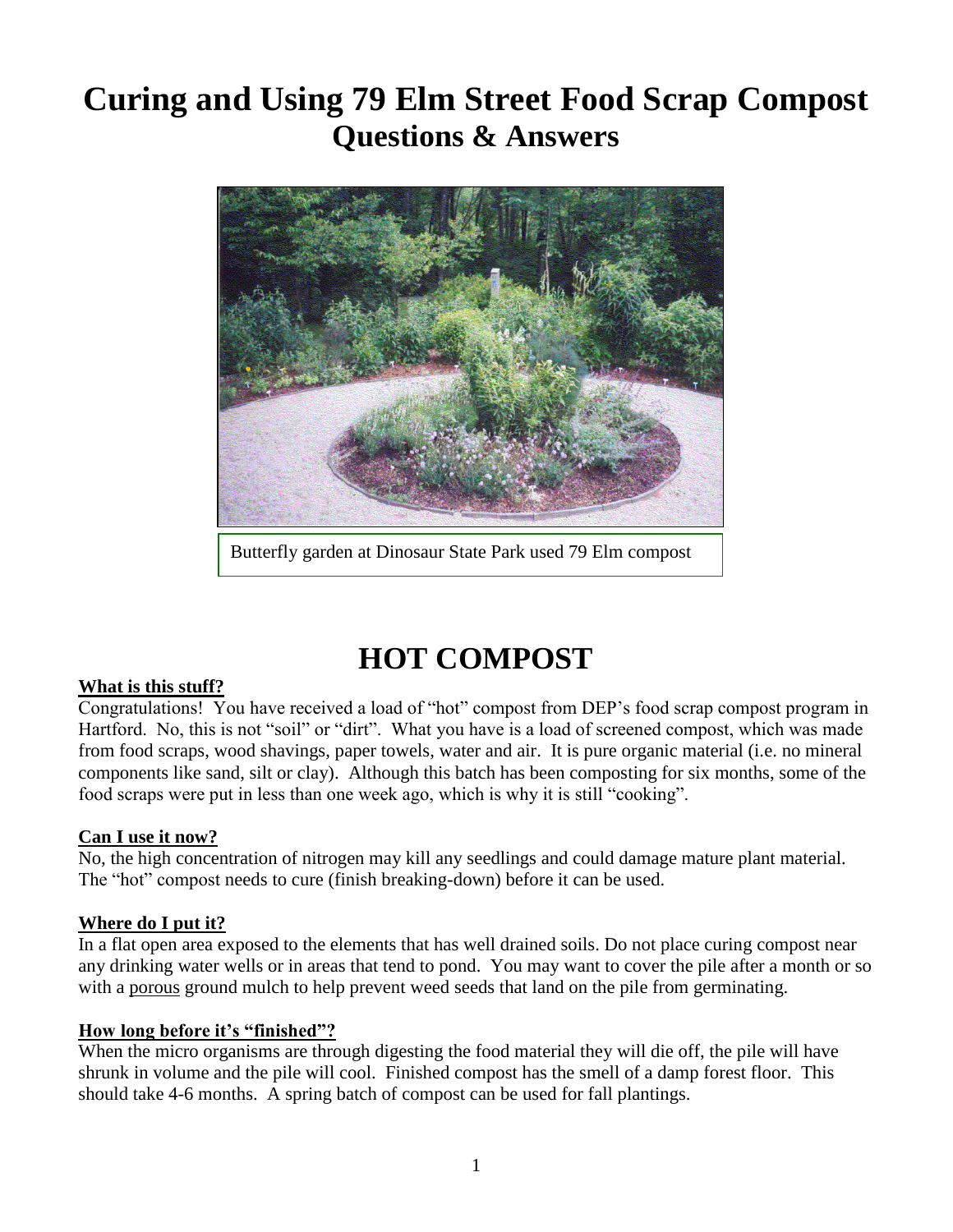# Curing and Using 79 Elm Street Food Scrap Compost
## Questions & Answers

Butterfly garden at Dinosaur State Park used 79 Elm compost

# HOT COMPOST

**What is this stuff?**

Congratulations! You have received a load of "hot" compost from DEP's food scrap compost program in Hartford. No, this is not "soil" or "dirt". What you have is a load of screened compost, which was made from food scraps, wood shavings, paper towels, water and air. It is pure organic material (i.e. no mineral components like sand, silt or clay). Although this batch has been composting for six months, some of the food scraps were put in less than one week ago, which is why it is still "cooking".

**Can I use it now?**

No, the high concentration of nitrogen may kill any seedlings and could damage mature plant material. The "hot" compost needs to cure (finish breaking-down) before it can be used.

**Where do I put it?**

In a flat open area exposed to the elements that has well drained soils. Do not place curing compost near any drinking water wells or in areas that tend to pond. You may want to cover the pile after a month or so with a porous ground mulch to help prevent weed seeds that land on the pile from germinating.

**How long before it's "finished"?**

When the micro organisms are through digesting the food material they will die off, the pile will have shrunk in volume and the pile will cool. Finished compost has the smell of a damp forest floor. This should take 4-6 months. A spring batch of compost can be used for fall plantings.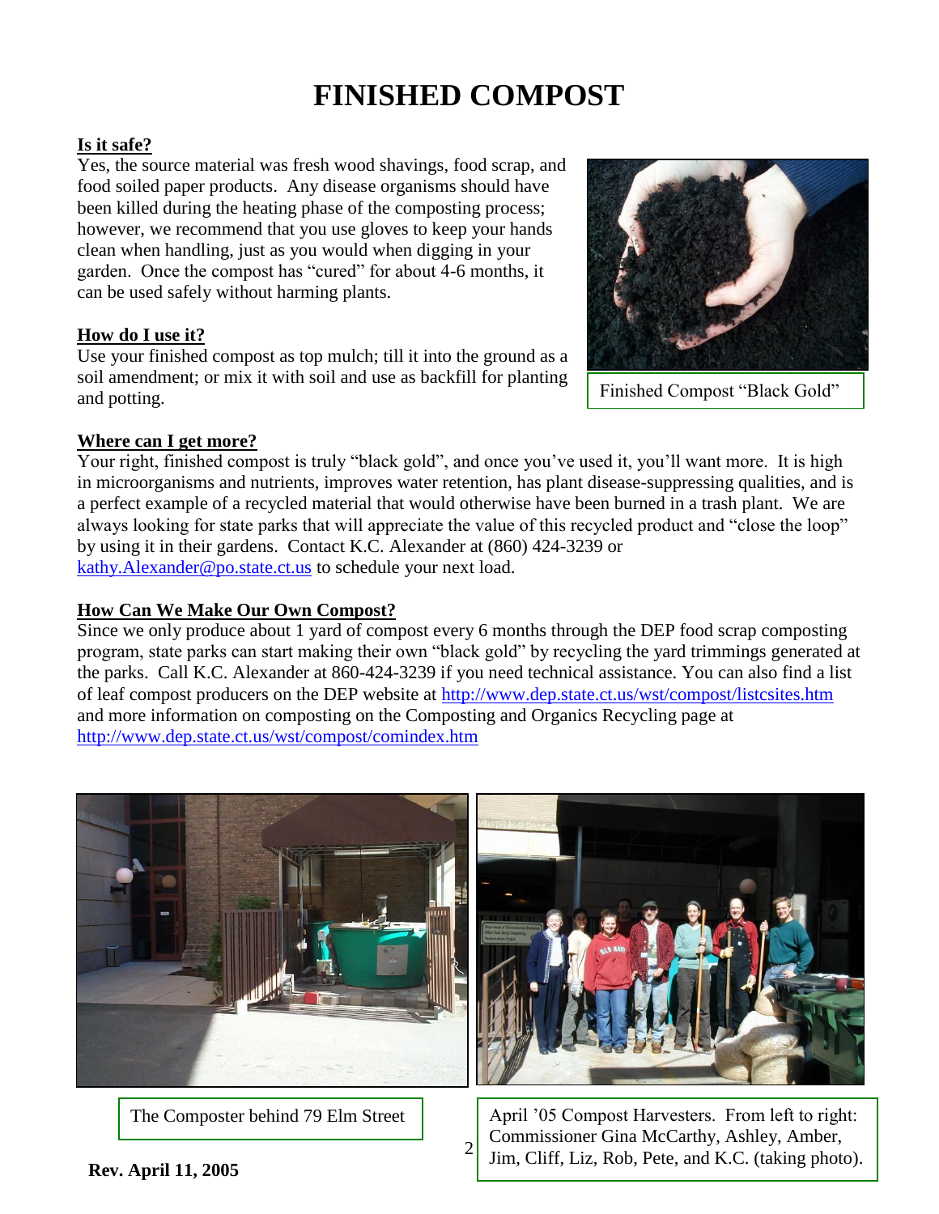# FINISHED COMPOST

**Is it safe?**

Yes, the source material was fresh wood shavings, food scrap, and food soiled paper products. Any disease organisms should have been killed during the heating phase of the composting process; however, we recommend that you use gloves to keep your hands clean when handling, just as you would when digging in your garden. Once the compost has "cured" for about 4-6 months, it can be used safely without harming plants.

Finished Compost "Black Gold"

**How do I use it?**

Use your finished compost as top mulch; till it into the ground as a soil amendment; or mix it with soil and use as backfill for planting and potting.

**Where can I get more?**

Your right, finished compost is truly "black gold", and once you've used it, you'll want more. It is high in microorganisms and nutrients, improves water retention, has plant disease-suppressing qualities, and is a perfect example of a recycled material that would otherwise have been burned in a trash plant. We are always looking for state parks that will appreciate the value of this recycled product and "close the loop" by using it in their gardens. Contact K.C. Alexander at (860) 424-3239 or kathy.Alexander@po.state.ct.us to schedule your next load.

**How Can We Make Our Own Compost?**

Since we only produce about 1 yard of compost every 6 months through the DEP food scrap composting program, state parks can start making their own "black gold" by recycling the yard trimmings generated at the parks. Call K.C. Alexander at 860-424-3239 if you need technical assistance. You can also find a list of leaf compost producers on the DEP website at http://www.dep.state.ct.us/wst/compost/listcsites.htm and more information on composting on the Composting and Organics Recycling page at http://www.dep.state.ct.us/wst/compost/comindex.htm

The Composter behind 79 Elm Street

April '05 Compost Harvesters. From left to right: Commissioner Gina McCarthy, Ashley, Amber, Jim, Cliff, Liz, Rob, Pete, and K.C. (taking photo).

**Rev. April 11, 2005**